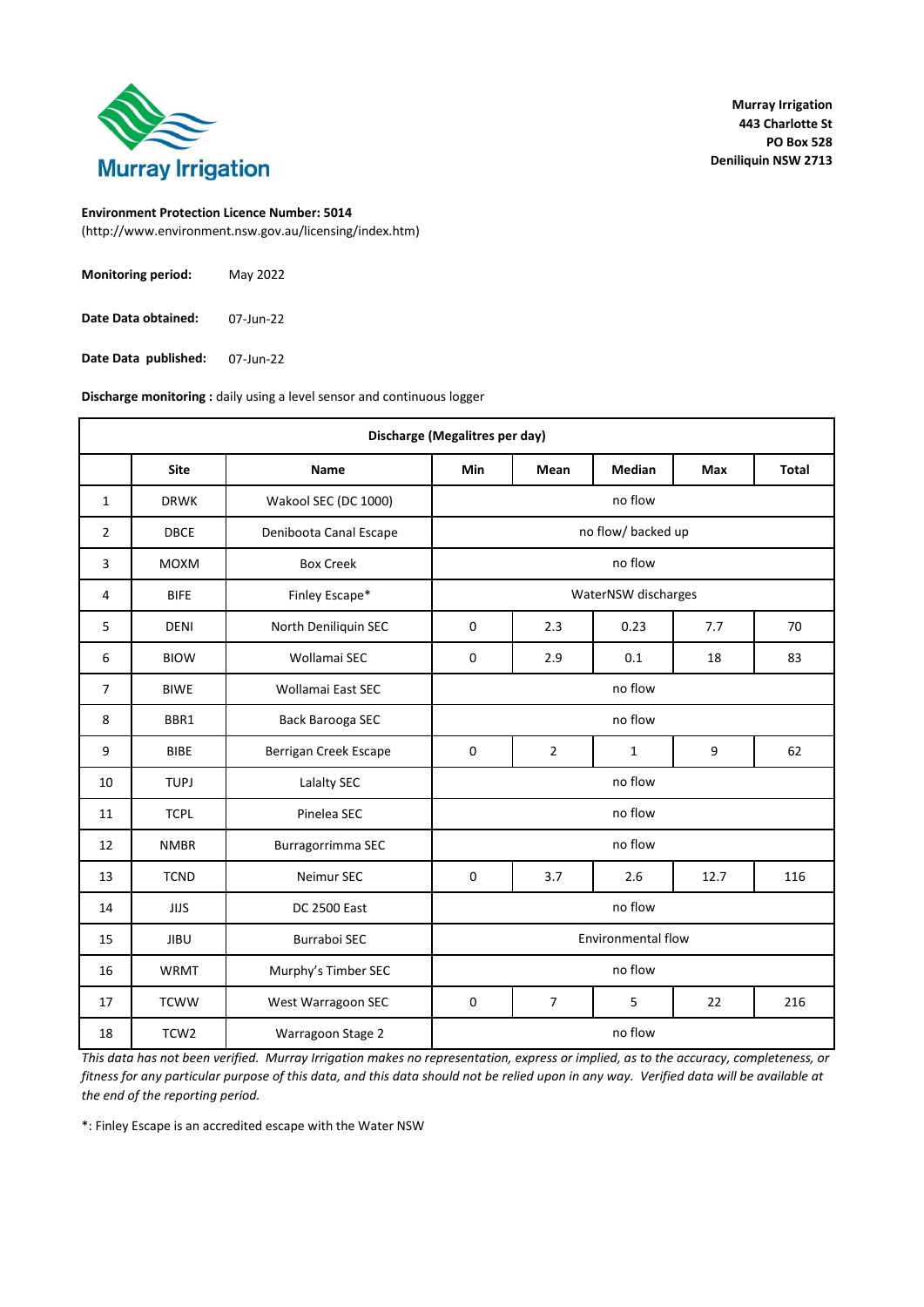Murray Irrigation

**Murray Irrigation**
**443 Charlotte St**
**PO Box 528**
**Deniliquin NSW 2713**

**Environment Protection Licence Number: 5014**
(http://www.environment.nsw.gov.au/licensing/index.htm)

**Monitoring period:** May 2022

**Date Data obtained:** 07-Jun-22

**Date Data published:** 07-Jun-22

**Discharge monitoring :** daily using a level sensor and continuous logger

| Discharge (Megalitres per day) | | | | | | | |
|---|---|---|---|---|---|---|---|
| | **Site** | **Name** | **Min** | **Mean** | **Median** | **Max** | **Total** |
| 1 | DRWK | Wakool SEC (DC 1000) | no flow | | | | |
| 2 | DBCE | Deniboota Canal Escape | no flow/ backed up | | | | |
| 3 | MOXM | Box Creek | no flow | | | | |
| 4 | BIFE | Finley Escape* | WaterNSW discharges | | | | |
| 5 | DENI | North Deniliquin SEC | 0 | 2.3 | 0.23 | 7.7 | 70 |
| 6 | BIOW | Wollamai SEC | 0 | 2.9 | 0.1 | 18 | 83 |
| 7 | BIWE | Wollamai East SEC | no flow | | | | |
| 8 | BBR1 | Back Barooga SEC | no flow | | | | |
| 9 | BIBE | Berrigan Creek Escape | 0 | 2 | 1 | 9 | 62 |
| 10 | TUPJ | Lalalty SEC | no flow | | | | |
| 11 | TCPL | Pinelea SEC | no flow | | | | |
| 12 | NMBR | Burragorrimma SEC | no flow | | | | |
| 13 | TCND | Neimur SEC | 0 | 3.7 | 2.6 | 12.7 | 116 |
| 14 | JIJS | DC 2500 East | no flow | | | | |
| 15 | JIBU | Burraboi SEC | Environmental flow | | | | |
| 16 | WRMT | Murphy's Timber SEC | no flow | | | | |
| 17 | TCWW | West Warragoon SEC | 0 | 7 | 5 | 22 | 216 |
| 18 | TCW2 | Warragoon Stage 2 | no flow | | | | |

*This data has not been verified. Murray Irrigation makes no representation, express or implied, as to the accuracy, completeness, or fitness for any particular purpose of this data, and this data should not be relied upon in any way. Verified data will be available at the end of the reporting period.*

*: Finley Escape is an accredited escape with the Water NSW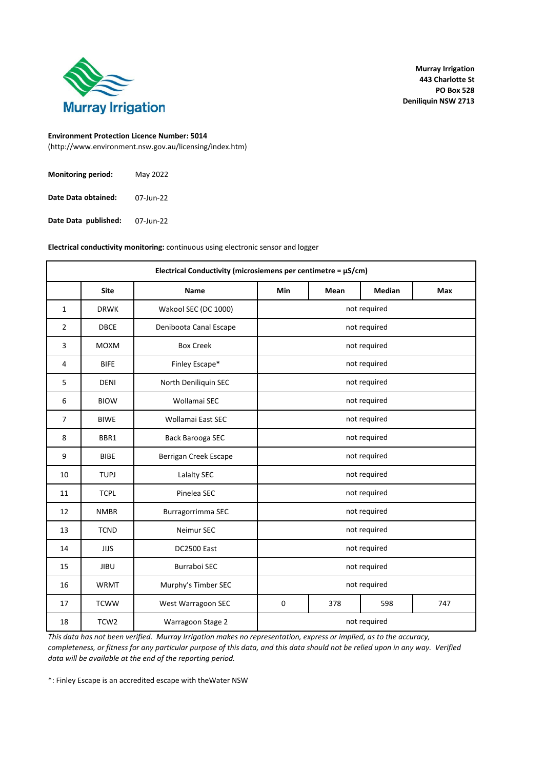Murray Irrigation

**Murray Irrigation**
**443 Charlotte St**
**PO Box 528**
**Deniliquin NSW 2713**

**Environment Protection Licence Number: 5014**
(http://www.environment.nsw.gov.au/licensing/index.htm)

**Monitoring period:** May 2022

**Date Data obtained:** 07-Jun-22

**Date Data published:** 07-Jun-22

**Electrical conductivity monitoring:** continuous using electronic sensor and logger

| Electrical Conductivity (microsiemens per centimetre = µS/cm) | | | | | | |
|---|---|---|---|---|---|---|
| | **Site** | **Name** | **Min** | **Mean** | **Median** | **Max** |
| 1 | DRWK | Wakool SEC (DC 1000) | not required | | | |
| 2 | DBCE | Deniboota Canal Escape | not required | | | |
| 3 | MOXM | Box Creek | not required | | | |
| 4 | BIFE | Finley Escape* | not required | | | |
| 5 | DENI | North Deniliquin SEC | not required | | | |
| 6 | BIOW | Wollamai SEC | not required | | | |
| 7 | BIWE | Wollamai East SEC | not required | | | |
| 8 | BBR1 | Back Barooga SEC | not required | | | |
| 9 | BIBE | Berrigan Creek Escape | not required | | | |
| 10 | TUPJ | Lalalty SEC | not required | | | |
| 11 | TCPL | Pinelea SEC | not required | | | |
| 12 | NMBR | Burragorrimma SEC | not required | | | |
| 13 | TCND | Neimur SEC | not required | | | |
| 14 | JIJS | DC2500 East | not required | | | |
| 15 | JIBU | Burraboi SEC | not required | | | |
| 16 | WRMT | Murphy's Timber SEC | not required | | | |
| 17 | TCWW | West Warragoon SEC | 0 | 378 | 598 | 747 |
| 18 | TCW2 | Warragoon Stage 2 | not required | | | |

*This data has not been verified. Murray Irrigation makes no representation, express or implied, as to the accuracy, completeness, or fitness for any particular purpose of this data, and this data should not be relied upon in any way. Verified data will be available at the end of the reporting period.*

*: Finley Escape is an accredited escape with theWater NSW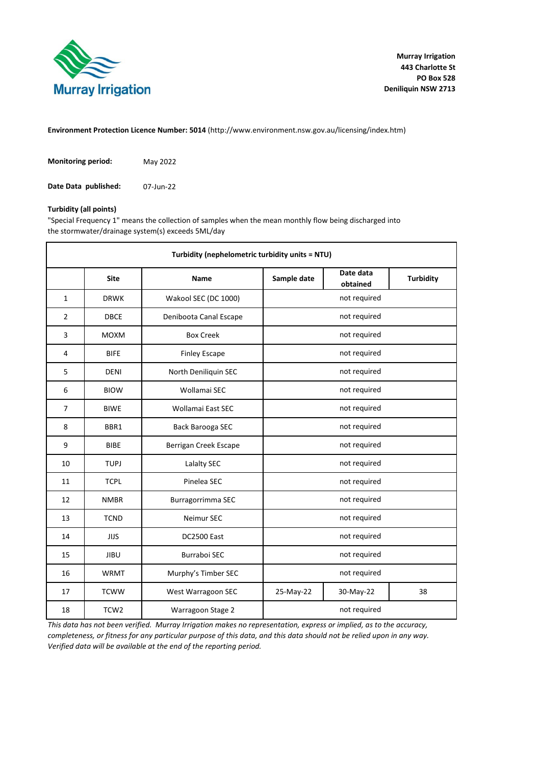Murray Irrigation
443 Charlotte St
PO Box 528
Deniliquin NSW 2713

**Environment Protection Licence Number: 5014** (http://www.environment.nsw.gov.au/licensing/index.htm)

**Monitoring period:** May 2022

**Date Data published:** 07-Jun-22

**Turbidity (all points)**

"Special Frequency 1" means the collection of samples when the mean monthly flow being discharged into the stormwater/drainage system(s) exceeds 5ML/day

| Turbidity (nephelometric turbidity units = NTU) | | | | | |
|---|---|---|---|---|---|
| | **Site** | **Name** | **Sample date** | **Date data obtained** | **Turbidity** |
| 1 | DRWK | Wakool SEC (DC 1000) | not required | | |
| 2 | DBCE | Deniboota Canal Escape | not required | | |
| 3 | MOXM | Box Creek | not required | | |
| 4 | BIFE | Finley Escape | not required | | |
| 5 | DENI | North Deniliquin SEC | not required | | |
| 6 | BIOW | Wollamai SEC | not required | | |
| 7 | BIWE | Wollamai East SEC | not required | | |
| 8 | BBR1 | Back Barooga SEC | not required | | |
| 9 | BIBE | Berrigan Creek Escape | not required | | |
| 10 | TUPJ | Lalalty SEC | not required | | |
| 11 | TCPL | Pinelea SEC | not required | | |
| 12 | NMBR | Burragorrimma SEC | not required | | |
| 13 | TCND | Neimur SEC | not required | | |
| 14 | JIJS | DC2500 East | not required | | |
| 15 | JIBU | Burraboi SEC | not required | | |
| 16 | WRMT | Murphy's Timber SEC | not required | | |
| 17 | TCWW | West Warragoon SEC | 25-May-22 | 30-May-22 | 38 |
| 18 | TCW2 | Warragoon Stage 2 | not required | | |

*This data has not been verified. Murray Irrigation makes no representation, express or implied, as to the accuracy, completeness, or fitness for any particular purpose of this data, and this data should not be relied upon in any way. Verified data will be available at the end of the reporting period.*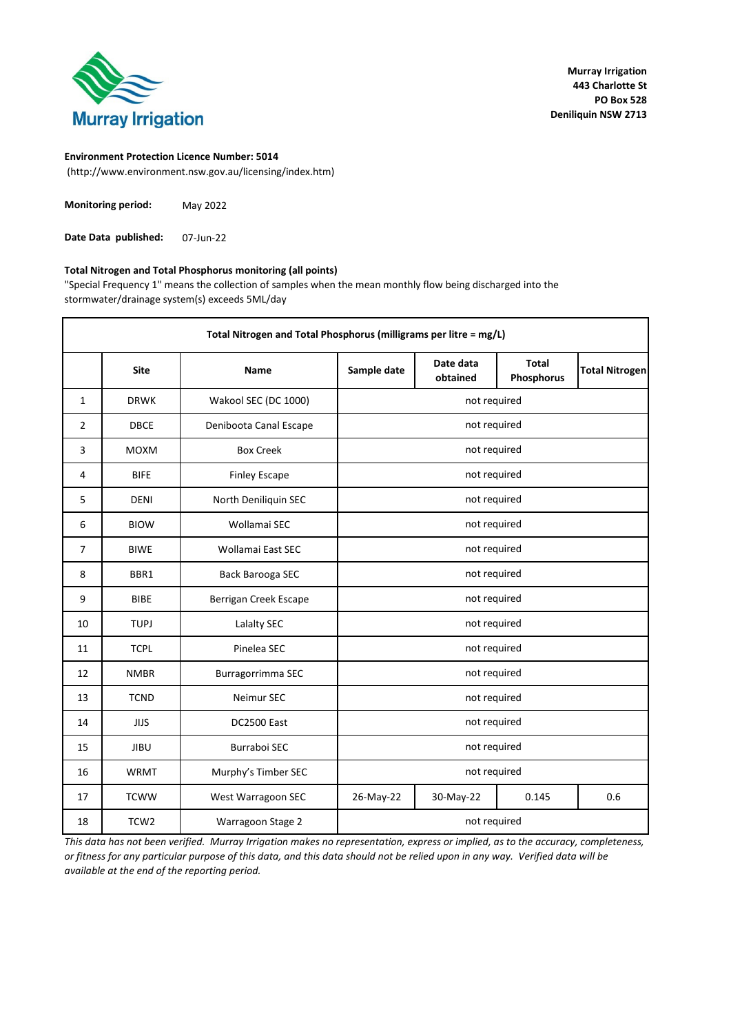**Murray Irrigation**
**443 Charlotte St**
**PO Box 528**
**Deniliquin NSW 2713**

**Environment Protection Licence Number: 5014**
(http://www.environment.nsw.gov.au/licensing/index.htm)

**Monitoring period:** May 2022

**Date Data published:** 07-Jun-22

**Total Nitrogen and Total Phosphorus monitoring (all points)**
"Special Frequency 1" means the collection of samples when the mean monthly flow being discharged into the stormwater/drainage system(s) exceeds 5ML/day

| Total Nitrogen and Total Phosphorus (milligrams per litre = mg/L) | | | | | | |
|---|---|---|---|---|---|---|
| | **Site** | **Name** | **Sample date** | **Date data obtained** | **Total Phosphorus** | **Total Nitrogen** |
| 1 | DRWK | Wakool SEC (DC 1000) | not required | | | |
| 2 | DBCE | Deniboota Canal Escape | not required | | | |
| 3 | MOXM | Box Creek | not required | | | |
| 4 | BIFE | Finley Escape | not required | | | |
| 5 | DENI | North Deniliquin SEC | not required | | | |
| 6 | BIOW | Wollamai SEC | not required | | | |
| 7 | BIWE | Wollamai East SEC | not required | | | |
| 8 | BBR1 | Back Barooga SEC | not required | | | |
| 9 | BIBE | Berrigan Creek Escape | not required | | | |
| 10 | TUPJ | Lalalty SEC | not required | | | |
| 11 | TCPL | Pinelea SEC | not required | | | |
| 12 | NMBR | Burragorrimma SEC | not required | | | |
| 13 | TCND | Neimur SEC | not required | | | |
| 14 | JIJS | DC2500 East | not required | | | |
| 15 | JIBU | Burraboi SEC | not required | | | |
| 16 | WRMT | Murphy's Timber SEC | not required | | | |
| 17 | TCWW | West Warragoon SEC | 26-May-22 | 30-May-22 | 0.145 | 0.6 |
| 18 | TCW2 | Warragoon Stage 2 | not required | | | |

*This data has not been verified. Murray Irrigation makes no representation, express or implied, as to the accuracy, completeness, or fitness for any particular purpose of this data, and this data should not be relied upon in any way. Verified data will be available at the end of the reporting period.*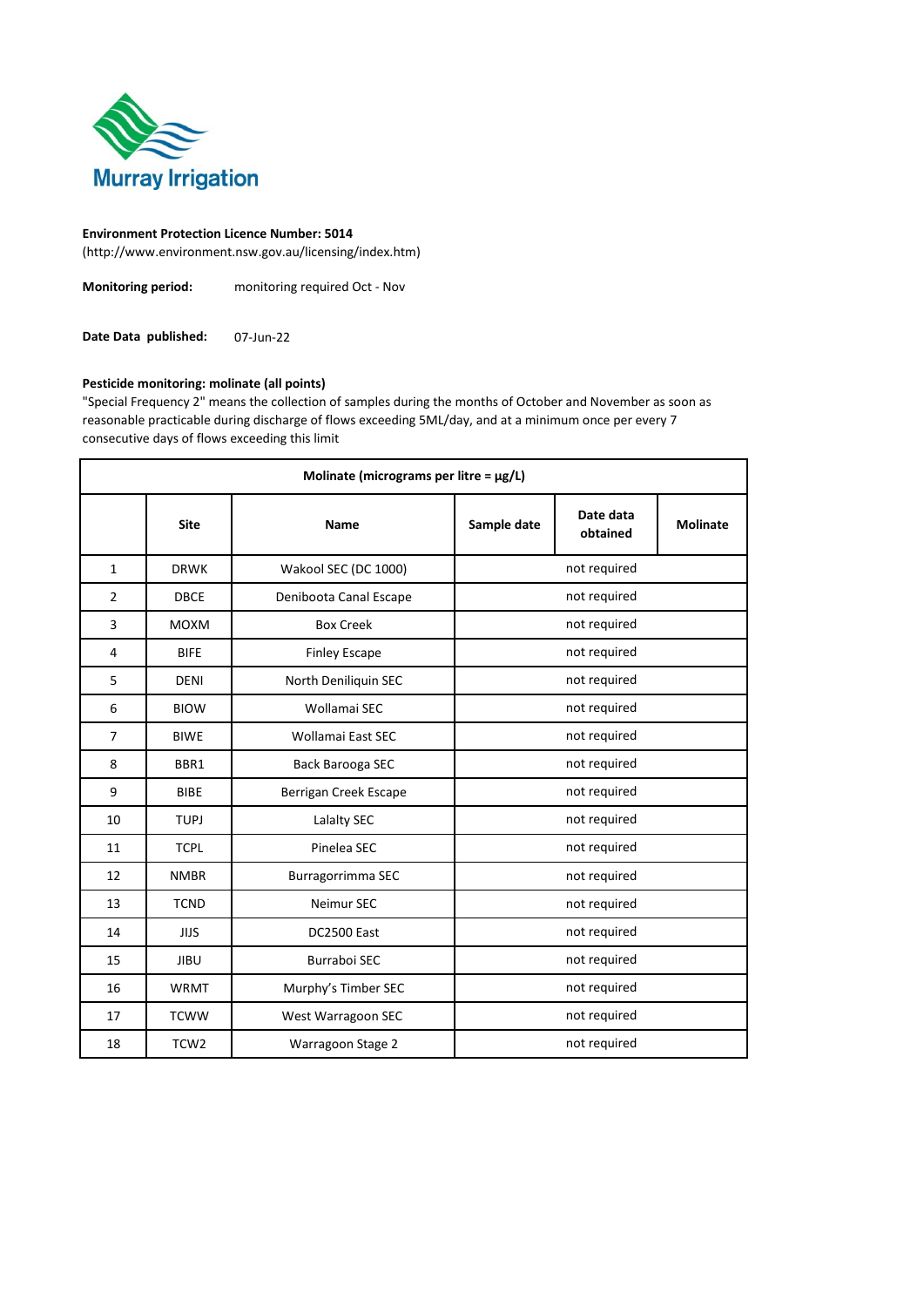Murray Irrigation

**Environment Protection Licence Number: 5014**
(http://www.environment.nsw.gov.au/licensing/index.htm)

**Monitoring period:** monitoring required Oct - Nov

**Date Data published:** 07-Jun-22

**Pesticide monitoring: molinate (all points)**
"Special Frequency 2" means the collection of samples during the months of October and November as soon as reasonable practicable during discharge of flows exceeding 5ML/day, and at a minimum once per every 7 consecutive days of flows exceeding this limit

| Molinate (micrograms per litre = µg/L) | | | | | |
|---|---|---|---|---|---|
| | **Site** | **Name** | **Sample date** | **Date data obtained** | **Molinate** |
| 1 | DRWK | Wakool SEC (DC 1000) | not required | | |
| 2 | DBCE | Deniboota Canal Escape | not required | | |
| 3 | MOXM | Box Creek | not required | | |
| 4 | BIFE | Finley Escape | not required | | |
| 5 | DENI | North Deniliquin SEC | not required | | |
| 6 | BIOW | Wollamai SEC | not required | | |
| 7 | BIWE | Wollamai East SEC | not required | | |
| 8 | BBR1 | Back Barooga SEC | not required | | |
| 9 | BIBE | Berrigan Creek Escape | not required | | |
| 10 | TUPJ | Lalalty SEC | not required | | |
| 11 | TCPL | Pinelea SEC | not required | | |
| 12 | NMBR | Burragorrimma SEC | not required | | |
| 13 | TCND | Neimur SEC | not required | | |
| 14 | JIJS | DC2500 East | not required | | |
| 15 | JIBU | Burraboi SEC | not required | | |
| 16 | WRMT | Murphy's Timber SEC | not required | | |
| 17 | TCWW | West Warragoon SEC | not required | | |
| 18 | TCW2 | Warragoon Stage 2 | not required | | |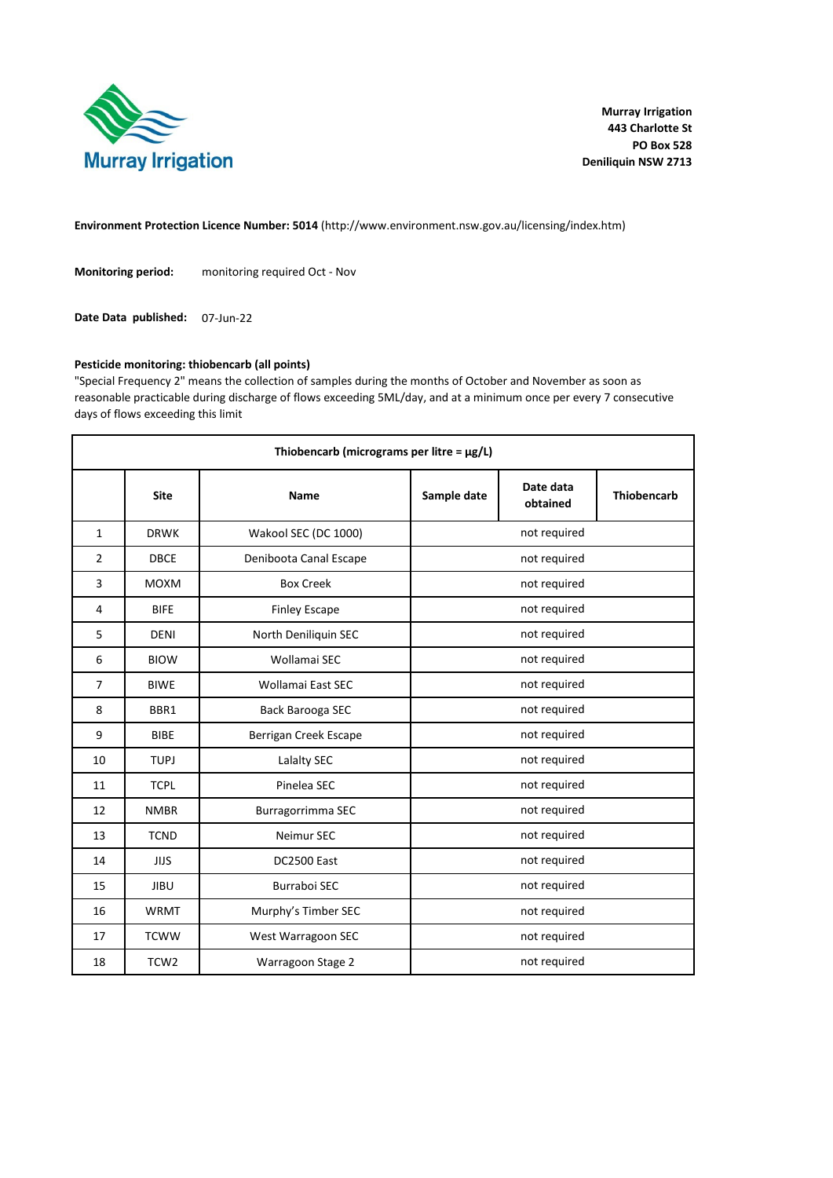**Murray Irrigation**
**443 Charlotte St**
**PO Box 528**
**Deniliquin NSW 2713**

**Environment Protection Licence Number: 5014** (http://www.environment.nsw.gov.au/licensing/index.htm)

**Monitoring period:** monitoring required Oct - Nov

**Date Data published:** 07-Jun-22

**Pesticide monitoring: thiobencarb (all points)**

"Special Frequency 2" means the collection of samples during the months of October and November as soon as reasonable practicable during discharge of flows exceeding 5ML/day, and at a minimum once per every 7 consecutive days of flows exceeding this limit

| Thiobencarb (micrograms per litre = μg/L) | | | | | |
|---|---|---|---|---|---|
| | **Site** | **Name** | **Sample date** | **Date data obtained** | **Thiobencarb** |
| 1 | DRWK | Wakool SEC (DC 1000) | not required | | |
| 2 | DBCE | Deniboota Canal Escape | not required | | |
| 3 | MOXM | Box Creek | not required | | |
| 4 | BIFE | Finley Escape | not required | | |
| 5 | DENI | North Deniliquin SEC | not required | | |
| 6 | BIOW | Wollamai SEC | not required | | |
| 7 | BIWE | Wollamai East SEC | not required | | |
| 8 | BBR1 | Back Barooga SEC | not required | | |
| 9 | BIBE | Berrigan Creek Escape | not required | | |
| 10 | TUPJ | Lalalty SEC | not required | | |
| 11 | TCPL | Pinelea SEC | not required | | |
| 12 | NMBR | Burragorrimma SEC | not required | | |
| 13 | TCND | Neimur SEC | not required | | |
| 14 | JIJS | DC2500 East | not required | | |
| 15 | JIBU | Burraboi SEC | not required | | |
| 16 | WRMT | Murphy's Timber SEC | not required | | |
| 17 | TCWW | West Warragoon SEC | not required | | |
| 18 | TCW2 | Warragoon Stage 2 | not required | | |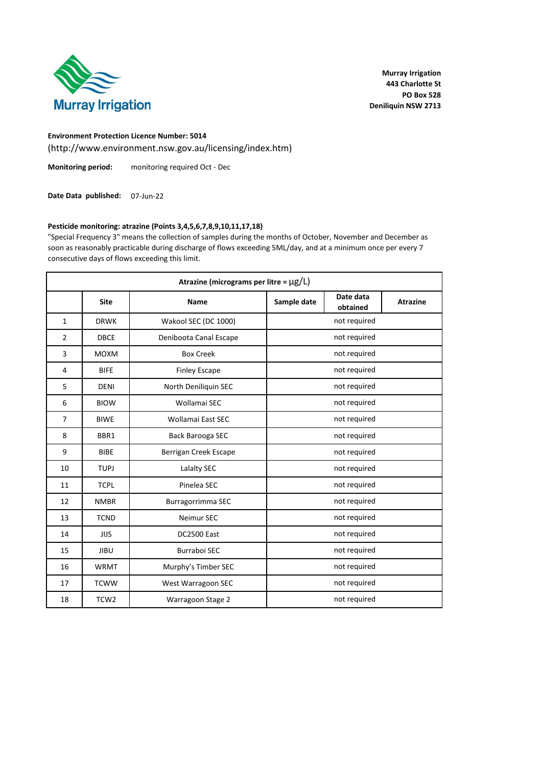Murray Irrigation

**Murray Irrigation**
**443 Charlotte St**
**PO Box 528**
**Deniliquin NSW 2713**

**Environment Protection Licence Number: 5014**
(http://www.environment.nsw.gov.au/licensing/index.htm)

**Monitoring period:** monitoring required Oct - Dec

**Date Data published:** 07-Jun-22

**Pesticide monitoring: atrazine (Points 3,4,5,6,7,8,9,10,11,17,18)**
"Special Frequency 3" means the collection of samples during the months of October, November and December as soon as reasonably practicable during discharge of flows exceeding 5ML/day, and at a minimum once per every 7 consecutive days of flows exceeding this limit.

| Atrazine (micrograms per litre = μg/L) | | | | | |
|---|---|---|---|---|---|
| | **Site** | **Name** | **Sample date** | **Date data obtained** | **Atrazine** |
| 1 | DRWK | Wakool SEC (DC 1000) | | not required | |
| 2 | DBCE | Deniboota Canal Escape | | not required | |
| 3 | MOXM | Box Creek | | not required | |
| 4 | BIFE | Finley Escape | | not required | |
| 5 | DENI | North Deniliquin SEC | | not required | |
| 6 | BIOW | Wollamai SEC | | not required | |
| 7 | BIWE | Wollamai East SEC | | not required | |
| 8 | BBR1 | Back Barooga SEC | | not required | |
| 9 | BIBE | Berrigan Creek Escape | | not required | |
| 10 | TUPJ | Lalalty SEC | | not required | |
| 11 | TCPL | Pinelea SEC | | not required | |
| 12 | NMBR | Burragorrimma SEC | | not required | |
| 13 | TCND | Neimur SEC | | not required | |
| 14 | JIJS | DC2500 East | | not required | |
| 15 | JIBU | Burraboi SEC | | not required | |
| 16 | WRMT | Murphy's Timber SEC | | not required | |
| 17 | TCWW | West Warragoon SEC | | not required | |
| 18 | TCW2 | Warragoon Stage 2 | | not required | |